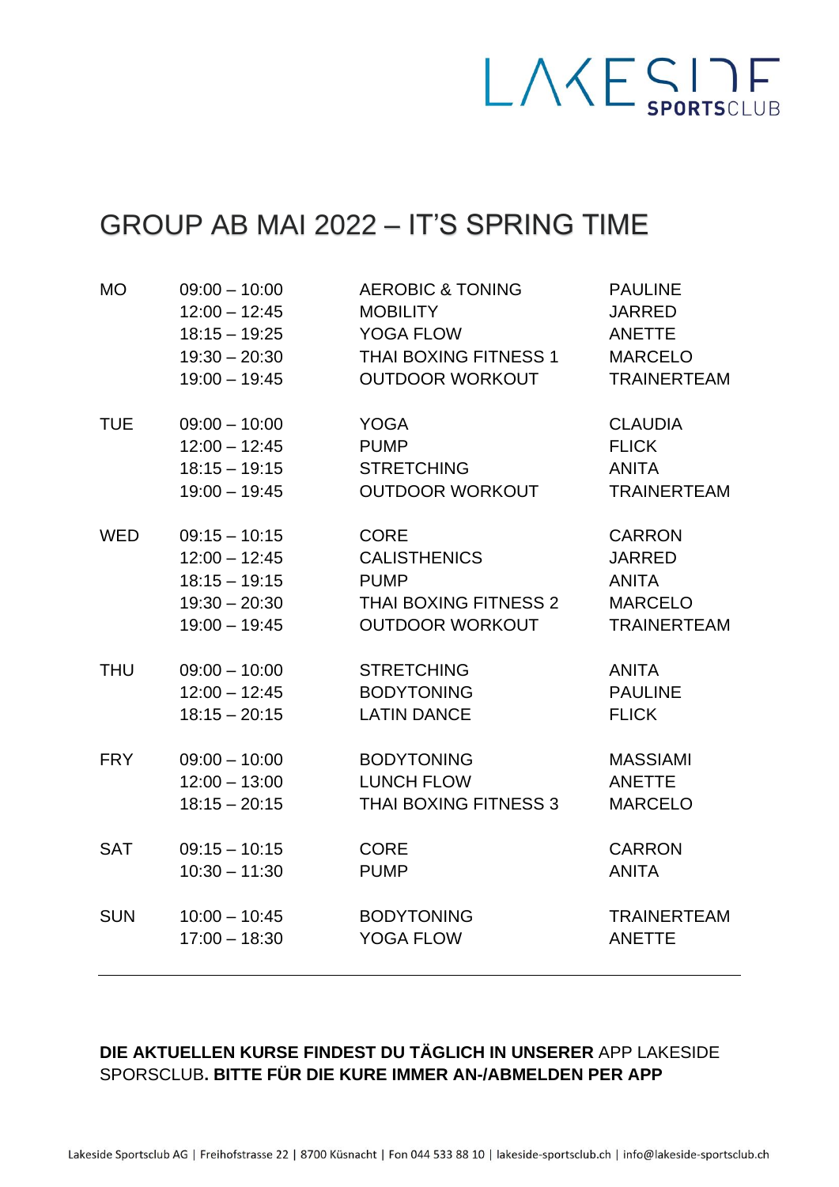LAKESIDE SPORTSCLUB

# GROUP AB MAI 2022 – IT'S SPRING TIME

| | | | |
|---|---|---|---|
| MO | 09:00 – 10:00 | AEROBIC & TONING | PAULINE |
| | 12:00 – 12:45 | MOBILITY | JARRED |
| | 18:15 – 19:25 | YOGA FLOW | ANETTE |
| | 19:30 – 20:30 | THAI BOXING FITNESS 1 | MARCELO |
| | 19:00 – 19:45 | OUTDOOR WORKOUT | TRAINERTEAM |
| TUE | 09:00 – 10:00 | YOGA | CLAUDIA |
| | 12:00 – 12:45 | PUMP | FLICK |
| | 18:15 – 19:15 | STRETCHING | ANITA |
| | 19:00 – 19:45 | OUTDOOR WORKOUT | TRAINERTEAM |
| WED | 09:15 – 10:15 | CORE | CARRON |
| | 12:00 – 12:45 | CALISTHENICS | JARRED |
| | 18:15 – 19:15 | PUMP | ANITA |
| | 19:30 – 20:30 | THAI BOXING FITNESS 2 | MARCELO |
| | 19:00 – 19:45 | OUTDOOR WORKOUT | TRAINERTEAM |
| THU | 09:00 – 10:00 | STRETCHING | ANITA |
| | 12:00 – 12:45 | BODYTONING | PAULINE |
| | 18:15 – 20:15 | LATIN DANCE | FLICK |
| FRY | 09:00 – 10:00 | BODYTONING | MASSIAMI |
| | 12:00 – 13:00 | LUNCH FLOW | ANETTE |
| | 18:15 – 20:15 | THAI BOXING FITNESS 3 | MARCELO |
| SAT | 09:15 – 10:15 | CORE | CARRON |
| | 10:30 – 11:30 | PUMP | ANITA |
| SUN | 10:00 – 10:45 | BODYTONING | TRAINERTEAM |
| | 17:00 – 18:30 | YOGA FLOW | ANETTE |

---

**DIE AKTUELLEN KURSE FINDEST DU TÄGLICH IN UNSERER** APP LAKESIDE SPORSCLUB**. BITTE FÜR DIE KURE IMMER AN-/ABMELDEN PER APP**

Lakeside Sportsclub AG | Freihofstrasse 22 | 8700 Küsnacht | Fon 044 533 88 10 | lakeside-sportsclub.ch | info@lakeside-sportsclub.ch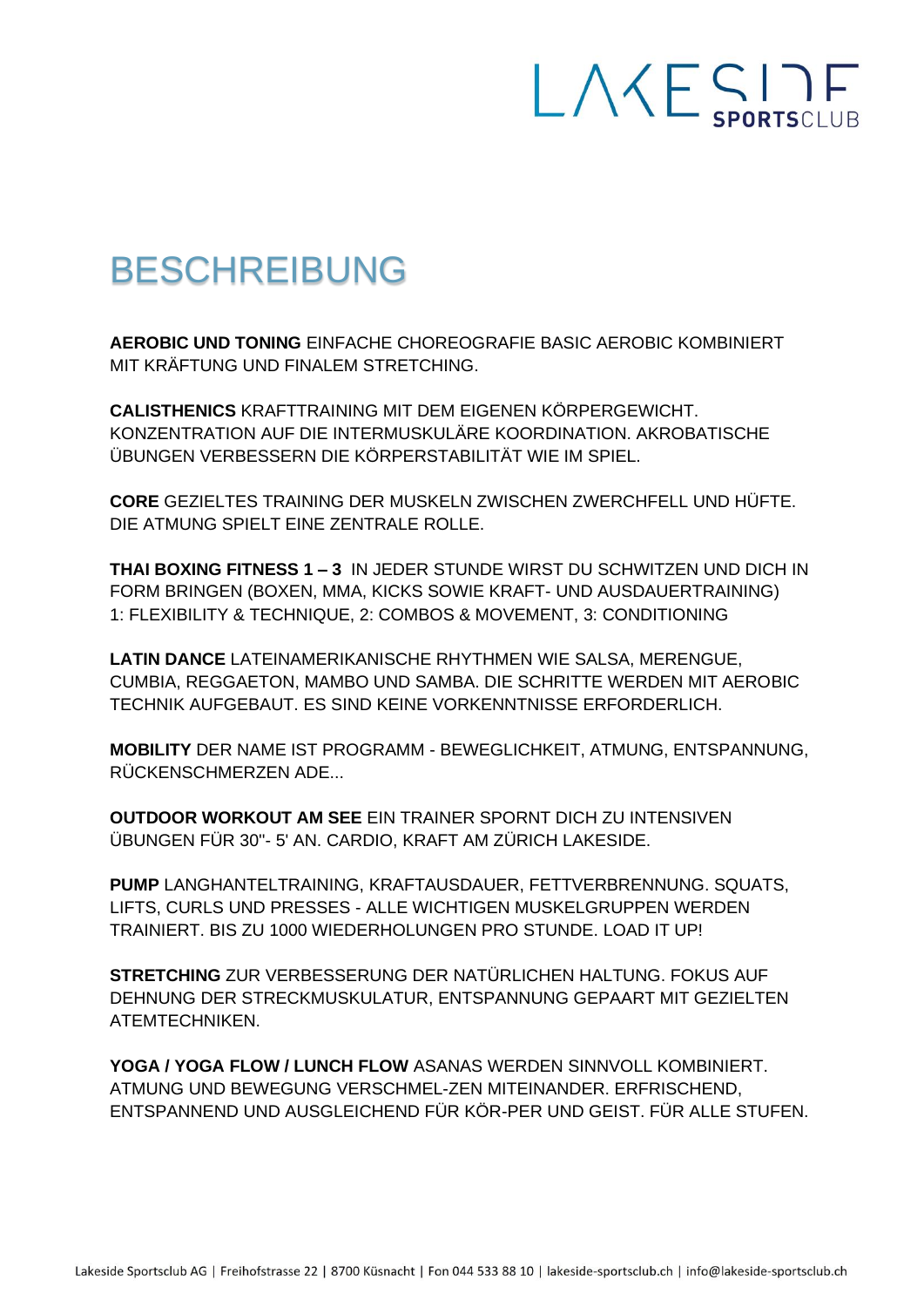# BESCHREIBUNG

**AEROBIC UND TONING** EINFACHE CHOREOGRAFIE BASIC AEROBIC KOMBINIERT MIT KRÄFTUNG UND FINALEM STRETCHING.

**CALISTHENICS** KRAFTTRAINING MIT DEM EIGENEN KÖRPERGEWICHT. KONZENTRATION AUF DIE INTERMUSKULÄRE KOORDINATION. AKROBATISCHE ÜBUNGEN VERBESSERN DIE KÖRPERSTABILITÄT WIE IM SPIEL.

**CORE** GEZIELTES TRAINING DER MUSKELN ZWISCHEN ZWERCHFELL UND HÜFTE. DIE ATMUNG SPIELT EINE ZENTRALE ROLLE.

**THAI BOXING FITNESS 1 – 3** IN JEDER STUNDE WIRST DU SCHWITZEN UND DICH IN FORM BRINGEN (BOXEN, MMA, KICKS SOWIE KRAFT- UND AUSDAUERTRAINING) 1: FLEXIBILITY & TECHNIQUE, 2: COMBOS & MOVEMENT, 3: CONDITIONING

**LATIN DANCE** LATEINAMERIKANISCHE RHYTHMEN WIE SALSA, MERENGUE, CUMBIA, REGGAETON, MAMBO UND SAMBA. DIE SCHRITTE WERDEN MIT AEROBIC TECHNIK AUFGEBAUT. ES SIND KEINE VORKENNTNISSE ERFORDERLICH.

**MOBILITY** DER NAME IST PROGRAMM - BEWEGLICHKEIT, ATMUNG, ENTSPANNUNG, RÜCKENSCHMERZEN ADE...

**OUTDOOR WORKOUT AM SEE** EIN TRAINER SPORNT DICH ZU INTENSIVEN ÜBUNGEN FÜR 30''- 5' AN. CARDIO, KRAFT AM ZÜRICH LAKESIDE.

**PUMP** LANGHANTELTRAINING, KRAFTAUSDAUER, FETTVERBRENNUNG. SQUATS, LIFTS, CURLS UND PRESSES - ALLE WICHTIGEN MUSKELGRUPPEN WERDEN TRAINIERT. BIS ZU 1000 WIEDERHOLUNGEN PRO STUNDE. LOAD IT UP!

**STRETCHING** ZUR VERBESSERUNG DER NATÜRLICHEN HALTUNG. FOKUS AUF DEHNUNG DER STRECKMUSKULATUR, ENTSPANNUNG GEPAART MIT GEZIELTEN ATEMTECHNIKEN.

**YOGA / YOGA FLOW / LUNCH FLOW** ASANAS WERDEN SINNVOLL KOMBINIERT. ATMUNG UND BEWEGUNG VERSCHMEL-ZEN MITEINANDER. ERFRISCHEND, ENTSPANNEND UND AUSGLEICHEND FÜR KÖR-PER UND GEIST. FÜR ALLE STUFEN.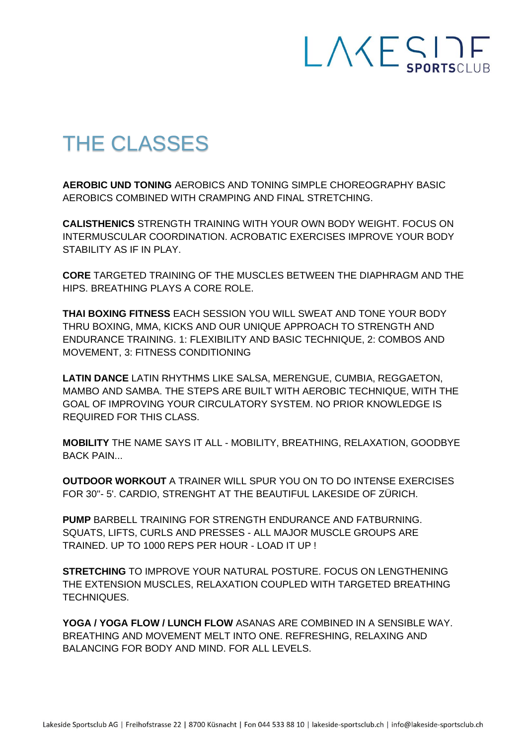# THE CLASSES

**AEROBIC UND TONING** AEROBICS AND TONING SIMPLE CHOREOGRAPHY BASIC AEROBICS COMBINED WITH CRAMPING AND FINAL STRETCHING.

**CALISTHENICS** STRENGTH TRAINING WITH YOUR OWN BODY WEIGHT. FOCUS ON INTERMUSCULAR COORDINATION. ACROBATIC EXERCISES IMPROVE YOUR BODY STABILITY AS IF IN PLAY.

**CORE** TARGETED TRAINING OF THE MUSCLES BETWEEN THE DIAPHRAGM AND THE HIPS. BREATHING PLAYS A CORE ROLE.

**THAI BOXING FITNESS** EACH SESSION YOU WILL SWEAT AND TONE YOUR BODY THRU BOXING, MMA, KICKS AND OUR UNIQUE APPROACH TO STRENGTH AND ENDURANCE TRAINING. 1: FLEXIBILITY AND BASIC TECHNIQUE, 2: COMBOS AND MOVEMENT, 3: FITNESS CONDITIONING

**LATIN DANCE** LATIN RHYTHMS LIKE SALSA, MERENGUE, CUMBIA, REGGAETON, MAMBO AND SAMBA. THE STEPS ARE BUILT WITH AEROBIC TECHNIQUE, WITH THE GOAL OF IMPROVING YOUR CIRCULATORY SYSTEM. NO PRIOR KNOWLEDGE IS REQUIRED FOR THIS CLASS.

**MOBILITY** THE NAME SAYS IT ALL - MOBILITY, BREATHING, RELAXATION, GOODBYE BACK PAIN...

**OUTDOOR WORKOUT** A TRAINER WILL SPUR YOU ON TO DO INTENSE EXERCISES FOR 30"- 5'. CARDIO, STRENGHT AT THE BEAUTIFUL LAKESIDE OF ZÜRICH.

**PUMP** BARBELL TRAINING FOR STRENGTH ENDURANCE AND FATBURNING. SQUATS, LIFTS, CURLS AND PRESSES - ALL MAJOR MUSCLE GROUPS ARE TRAINED. UP TO 1000 REPS PER HOUR - LOAD IT UP !

**STRETCHING** TO IMPROVE YOUR NATURAL POSTURE. FOCUS ON LENGTHENING THE EXTENSION MUSCLES, RELAXATION COUPLED WITH TARGETED BREATHING TECHNIQUES.

**YOGA / YOGA FLOW / LUNCH FLOW** ASANAS ARE COMBINED IN A SENSIBLE WAY. BREATHING AND MOVEMENT MELT INTO ONE. REFRESHING, RELAXING AND BALANCING FOR BODY AND MIND. FOR ALL LEVELS.